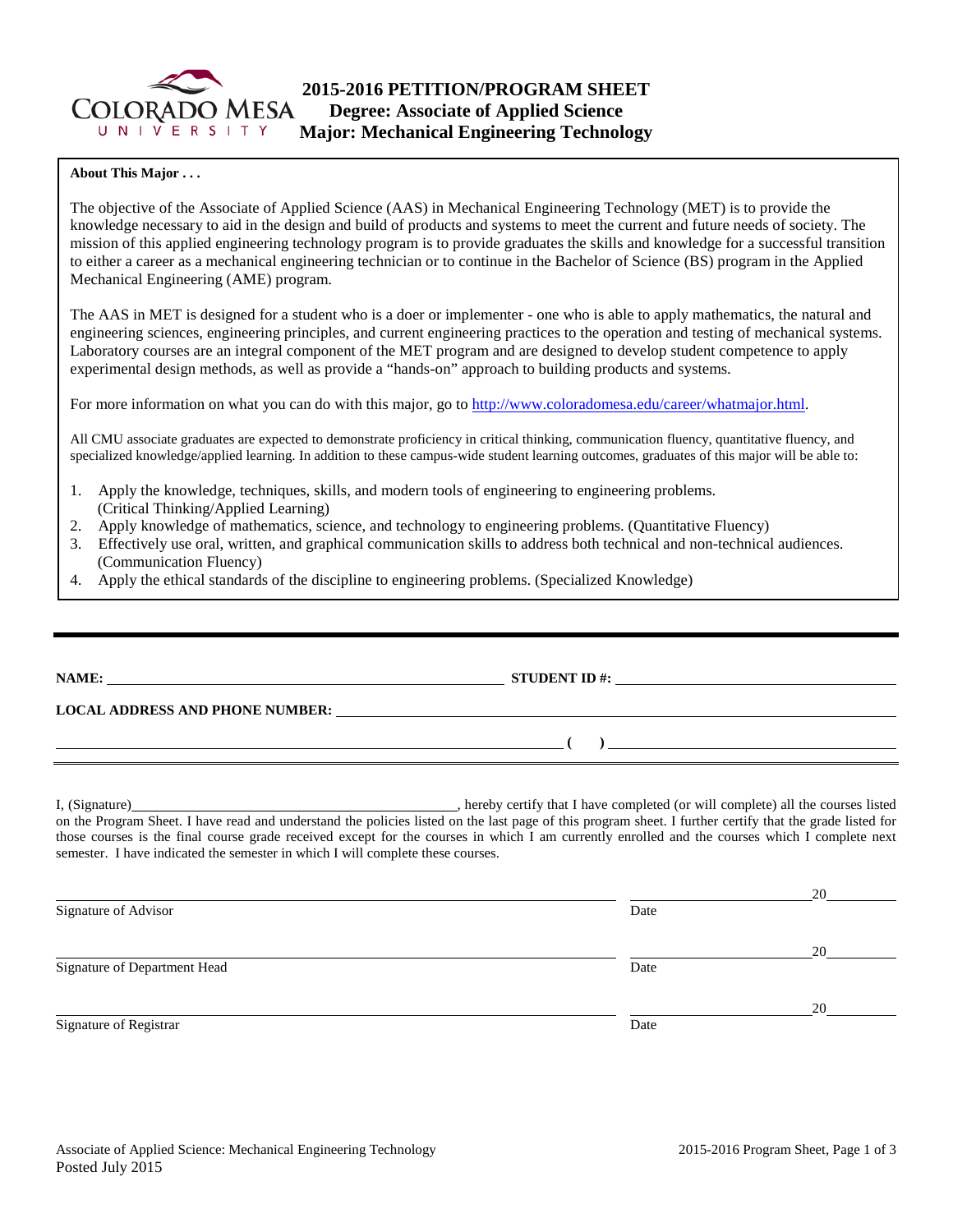# 2015-2016 PETITION/PROGRAM SHEET
## Degree: Associate of Applied Science
## Major: Mechanical Engineering Technology

**About This Major . . .**

The objective of the Associate of Applied Science (AAS) in Mechanical Engineering Technology (MET) is to provide the knowledge necessary to aid in the design and build of products and systems to meet the current and future needs of society. The mission of this applied engineering technology program is to provide graduates the skills and knowledge for a successful transition to either a career as a mechanical engineering technician or to continue in the Bachelor of Science (BS) program in the Applied Mechanical Engineering (AME) program.

The AAS in MET is designed for a student who is a doer or implementer - one who is able to apply mathematics, the natural and engineering sciences, engineering principles, and current engineering practices to the operation and testing of mechanical systems. Laboratory courses are an integral component of the MET program and are designed to develop student competence to apply experimental design methods, as well as provide a "hands-on" approach to building products and systems.

For more information on what you can do with this major, go to http://www.coloradomesa.edu/career/whatmajor.html.

All CMU associate graduates are expected to demonstrate proficiency in critical thinking, communication fluency, quantitative fluency, and specialized knowledge/applied learning. In addition to these campus-wide student learning outcomes, graduates of this major will be able to:

1. Apply the knowledge, techniques, skills, and modern tools of engineering to engineering problems. (Critical Thinking/Applied Learning)
2. Apply knowledge of mathematics, science, and technology to engineering problems. (Quantitative Fluency)
3. Effectively use oral, written, and graphical communication skills to address both technical and non-technical audiences. (Communication Fluency)
4. Apply the ethical standards of the discipline to engineering problems. (Specialized Knowledge)

---

**NAME:** ______________________________ **STUDENT ID #:** ______________________________

**LOCAL ADDRESS AND PHONE NUMBER:** ______________________________

______________________________ **( )** ______________________________

I, (Signature)______________________________, hereby certify that I have completed (or will complete) all the courses listed on the Program Sheet. I have read and understand the policies listed on the last page of this program sheet. I further certify that the grade listed for those courses is the final course grade received except for the courses in which I am currently enrolled and the courses which I complete next semester. I have indicated the semester in which I will complete these courses.

______________________________ Signature of Advisor &nbsp;&nbsp;&nbsp; Date ______________ 20____

______________________________ Signature of Department Head &nbsp;&nbsp;&nbsp; Date ______________ 20____

______________________________ Signature of Registrar &nbsp;&nbsp;&nbsp; Date ______________ 20____

Associate of Applied Science: Mechanical Engineering Technology
Posted July 2015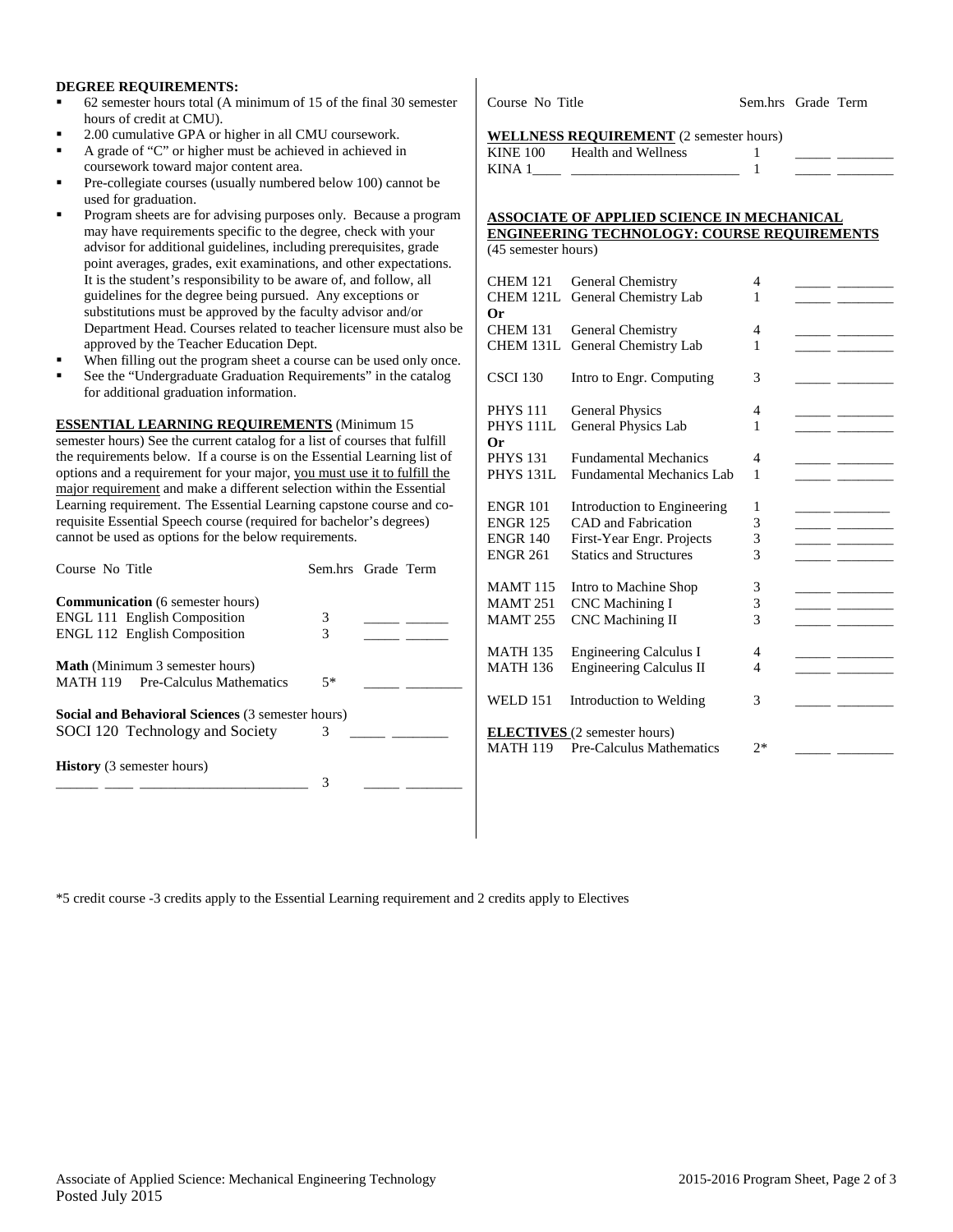**DEGREE REQUIREMENTS:**

- 62 semester hours total (A minimum of 15 of the final 30 semester hours of credit at CMU).
- 2.00 cumulative GPA or higher in all CMU coursework.
- A grade of "C" or higher must be achieved in achieved in coursework toward major content area.
- Pre-collegiate courses (usually numbered below 100) cannot be used for graduation.
- Program sheets are for advising purposes only. Because a program may have requirements specific to the degree, check with your advisor for additional guidelines, including prerequisites, grade point averages, grades, exit examinations, and other expectations. It is the student's responsibility to be aware of, and follow, all guidelines for the degree being pursued. Any exceptions or substitutions must be approved by the faculty advisor and/or Department Head. Courses related to teacher licensure must also be approved by the Teacher Education Dept.
- When filling out the program sheet a course can be used only once.
- See the "Undergraduate Graduation Requirements" in the catalog for additional graduation information.

**ESSENTIAL LEARNING REQUIREMENTS** (Minimum 15 semester hours) See the current catalog for a list of courses that fulfill the requirements below. If a course is on the Essential Learning list of options and a requirement for your major, you must use it to fulfill the major requirement and make a different selection within the Essential Learning requirement. The Essential Learning capstone course and co-requisite Essential Speech course (required for bachelor's degrees) cannot be used as options for the below requirements.

| Course No | Title | Sem.hrs | Grade | Term |
|---|---|---|---|---|
| **Communication** (6 semester hours) | | | | |
| ENGL 111 | English Composition | 3 | _____ | ______ |
| ENGL 112 | English Composition | 3 | _____ | ______ |
| **Math** (Minimum 3 semester hours) | | | | |
| MATH 119 | Pre-Calculus Mathematics | 5* | _____ | ________ |
| **Social and Behavioral Sciences** (3 semester hours) | | | | |
| SOCI 120 | Technology and Society | 3 | _____ | ________ |
| **History** (3 semester hours) | | | | |
| ______ ____ | _______________________ | 3 | _____ | ________ |

| Course No | Title | Sem.hrs | Grade | Term |
|---|---|---|---|---|
| **WELLNESS REQUIREMENT** (2 semester hours) | | | | |
| KINE 100 | Health and Wellness | 1 | _____ | ________ |
| KINA 1____ | ________________________ | 1 | _____ | ________ |

**ASSOCIATE OF APPLIED SCIENCE IN MECHANICAL ENGINEERING TECHNOLOGY: COURSE REQUIREMENTS** (45 semester hours)

| Course No | Title | Sem.hrs | Grade | Term |
|---|---|---|---|---|
| CHEM 121 | General Chemistry | 4 | _____ | ________ |
| CHEM 121L | General Chemistry Lab | 1 | _____ | ________ |
| **Or** | | | | |
| CHEM 131 | General Chemistry | 4 | _____ | ________ |
| CHEM 131L | General Chemistry Lab | 1 | _____ | ________ |
| CSCI 130 | Intro to Engr. Computing | 3 | _____ | ________ |
| PHYS 111 | General Physics | 4 | _____ | ________ |
| PHYS 111L | General Physics Lab | 1 | _____ | ________ |
| **Or** | | | | |
| PHYS 131 | Fundamental Mechanics | 4 | _____ | ________ |
| PHYS 131L | Fundamental Mechanics Lab | 1 | _____ | ________ |
| ENGR 101 | Introduction to Engineering | 1 | _____ | ________ |
| ENGR 125 | CAD and Fabrication | 3 | _____ | ________ |
| ENGR 140 | First-Year Engr. Projects | 3 | _____ | ________ |
| ENGR 261 | Statics and Structures | 3 | _____ | ________ |
| MAMT 115 | Intro to Machine Shop | 3 | _____ | ________ |
| MAMT 251 | CNC Machining I | 3 | _____ | ________ |
| MAMT 255 | CNC Machining II | 3 | _____ | ________ |
| MATH 135 | Engineering Calculus I | 4 | _____ | ________ |
| MATH 136 | Engineering Calculus II | 4 | _____ | ________ |
| WELD 151 | Introduction to Welding | 3 | _____ | ________ |
| **ELECTIVES** (2 semester hours) | | | | |
| MATH 119 | Pre-Calculus Mathematics | 2* | _____ | ________ |

*5 credit course -3 credits apply to the Essential Learning requirement and 2 credits apply to Electives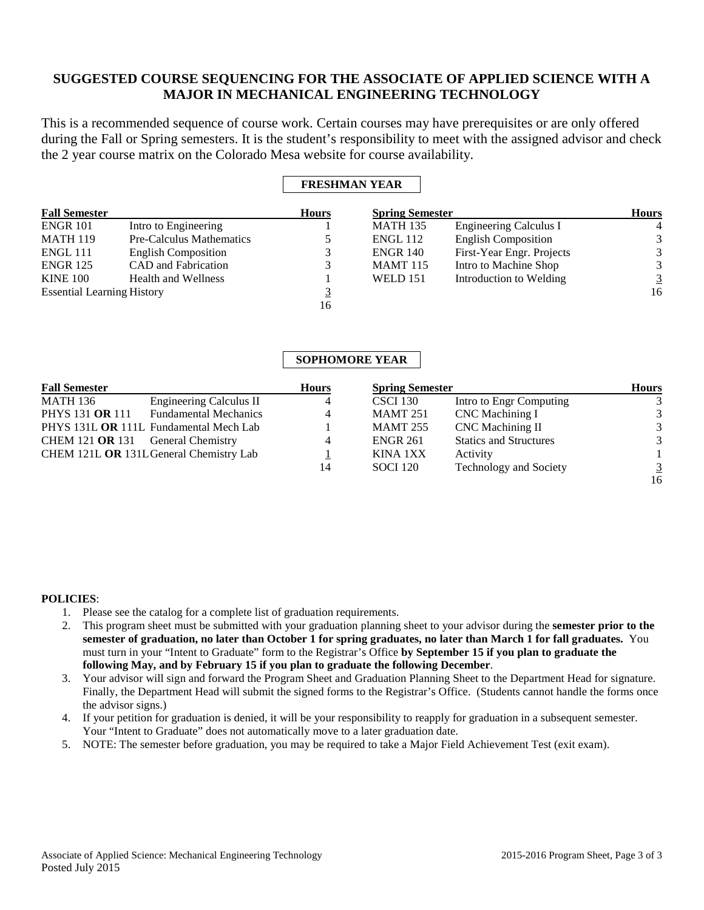## SUGGESTED COURSE SEQUENCING FOR THE ASSOCIATE OF APPLIED SCIENCE WITH A MAJOR IN MECHANICAL ENGINEERING TECHNOLOGY

This is a recommended sequence of course work. Certain courses may have prerequisites or are only offered during the Fall or Spring semesters. It is the student's responsibility to meet with the assigned advisor and check the 2 year course matrix on the Colorado Mesa website for course availability.

### FRESHMAN YEAR

| Fall Semester | | Hours |
|---|---|---|
| ENGR 101 | Intro to Engineering | 1 |
| MATH 119 | Pre-Calculus Mathematics | 5 |
| ENGL 111 | English Composition | 3 |
| ENGR 125 | CAD and Fabrication | 3 |
| KINE 100 | Health and Wellness | 1 |
| Essential Learning History | | 3 |
| | | 16 |

| Spring Semester | | Hours |
|---|---|---|
| MATH 135 | Engineering Calculus I | 4 |
| ENGL 112 | English Composition | 3 |
| ENGR 140 | First-Year Engr. Projects | 3 |
| MAMT 115 | Intro to Machine Shop | 3 |
| WELD 151 | Introduction to Welding | 3 |
| | | 16 |

### SOPHOMORE YEAR

| Fall Semester | | Hours |
|---|---|---|
| MATH 136 | Engineering Calculus II | 4 |
| PHYS 131 **OR** 111 | Fundamental Mechanics | 4 |
| PHYS 131L **OR** 111L | Fundamental Mech Lab | 1 |
| CHEM 121 **OR** 131 | General Chemistry | 4 |
| CHEM 121L **OR** 131L | General Chemistry Lab | 1 |
| | | 14 |

| Spring Semester | | Hours |
|---|---|---|
| CSCI 130 | Intro to Engr Computing | 3 |
| MAMT 251 | CNC Machining I | 3 |
| MAMT 255 | CNC Machining II | 3 |
| ENGR 261 | Statics and Structures | 3 |
| KINA 1XX | Activity | 1 |
| SOCI 120 | Technology and Society | 3 |
| | | 16 |

**POLICIES**:

1. Please see the catalog for a complete list of graduation requirements.
2. This program sheet must be submitted with your graduation planning sheet to your advisor during the **semester prior to the semester of graduation, no later than October 1 for spring graduates, no later than March 1 for fall graduates.** You must turn in your "Intent to Graduate" form to the Registrar's Office **by September 15 if you plan to graduate the following May, and by February 15 if you plan to graduate the following December**.
3. Your advisor will sign and forward the Program Sheet and Graduation Planning Sheet to the Department Head for signature. Finally, the Department Head will submit the signed forms to the Registrar's Office. (Students cannot handle the forms once the advisor signs.)
4. If your petition for graduation is denied, it will be your responsibility to reapply for graduation in a subsequent semester. Your "Intent to Graduate" does not automatically move to a later graduation date.
5. NOTE: The semester before graduation, you may be required to take a Major Field Achievement Test (exit exam).